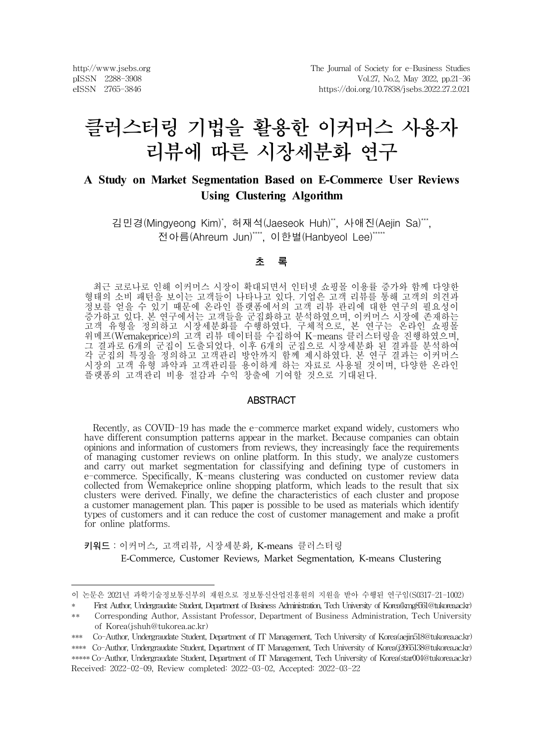# 클러스터링 기법을 활용한 이커머스 사용자 리뷰에 따른 시장세분화 연구

## A Study on Market Segmentation Based on E-Commerce User Reviews Using Clustering Algorithm

김민경(Mingyeong Kim)*, 허재석(Jaeseok Huh)**, 사애진(Aejin Sa)***, 전아름(Ahreum Jun)****, 이한별(Hanbyeol Lee)*****

### 초 록

최근 코로나로 인해 이커머스 시장이 확대되면서 인터넷 쇼핑몰 이용률 증가와 함께 다양한 형태의 소비 패턴을 보이는 고객들이 나타나고 있다. 기업은 고객 리뷰를 통해 고객의 의견과 정보를 얻을 수 있기 때문에 온라인 플랫폼에서의 고객 리뷰 관리에 대한 연구의 필요성이 증가하고 있다. 본 연구에서는 고객들을 군집화하고 분석하였으며, 이커머스 시장에 존재하는 고객 유형을 정의하고 시장세분화를 수행하였다. 구체적으로, 본 연구는 온라인 쇼핑몰 위메프(Wemakeprice)의 고객 리뷰 데이터를 수집하여 K-means 클러스터링을 진행하였으며, 그 결과로 6개의 군집이 도출되었다. 이후 6개의 군집으로 시장세분화 된 결과를 분석하여 각 군집의 특징을 정의하고 고객관리 방안까지 함께 제시하였다. 본 연구 결과는 이커머스 시장의 고객 유형 파악과 고객관리를 용이하게 하는 자료로 사용될 것이며, 다양한 온라인 플랫폼의 고객관리 비용 절감과 수익 창출에 기여할 것으로 기대된다.

### ABSTRACT

Recently, as COVID-19 has made the e-commerce market expand widely, customers who have different consumption patterns appear in the market. Because companies can obtain opinions and information of customers from reviews, they increasingly face the requirements of managing customer reviews on online platform. In this study, we analyze customers and carry out market segmentation for classifying and defining type of customers in e-commerce. Specifically, K-means clustering was conducted on customer review data collected from Wemakeprice online shopping platform, which leads to the result that six clusters were derived. Finally, we define the characteristics of each cluster and propose a customer management plan. This paper is possible to be used as materials which identify types of customers and it can reduce the cost of customer management and make a profit for online platforms.

**키워드** : 이커머스, 고객리뷰, 시장세분화, K-means 클러스터링
E-Commerce, Customer Reviews, Market Segmentation, K-means Clustering

---

이 논문은 2021년 과학기술정보통신부의 재원으로 정보통신산업진흥원의 지원을 받아 수행된 연구임(S0317-21-1002)

\* First Author, Undergraudate Student, Department of Business Administration, Tech University of Korea(kmg8561@tukorea.ac.kr)

\** Corresponding Author, Assistant Professor, Department of Business Administration, Tech University of Korea(jshuh@tukorea.ac.kr)

\*** Co-Author, Undergraudate Student, Department of IT Management, Tech University of Korea(aejin518@tukorea.ac.kr)

\**** Co-Author, Undergraudate Student, Department of IT Management, Tech University of Korea(j2665138@tukorea.ac.kr)

\***** Co-Author, Undergraudate Student, Department of IT Management, Tech University of Korea(star004@tukorea.ac.kr)

Received: 2022-02-09, Review completed: 2022-03-02, Accepted: 2022-03-22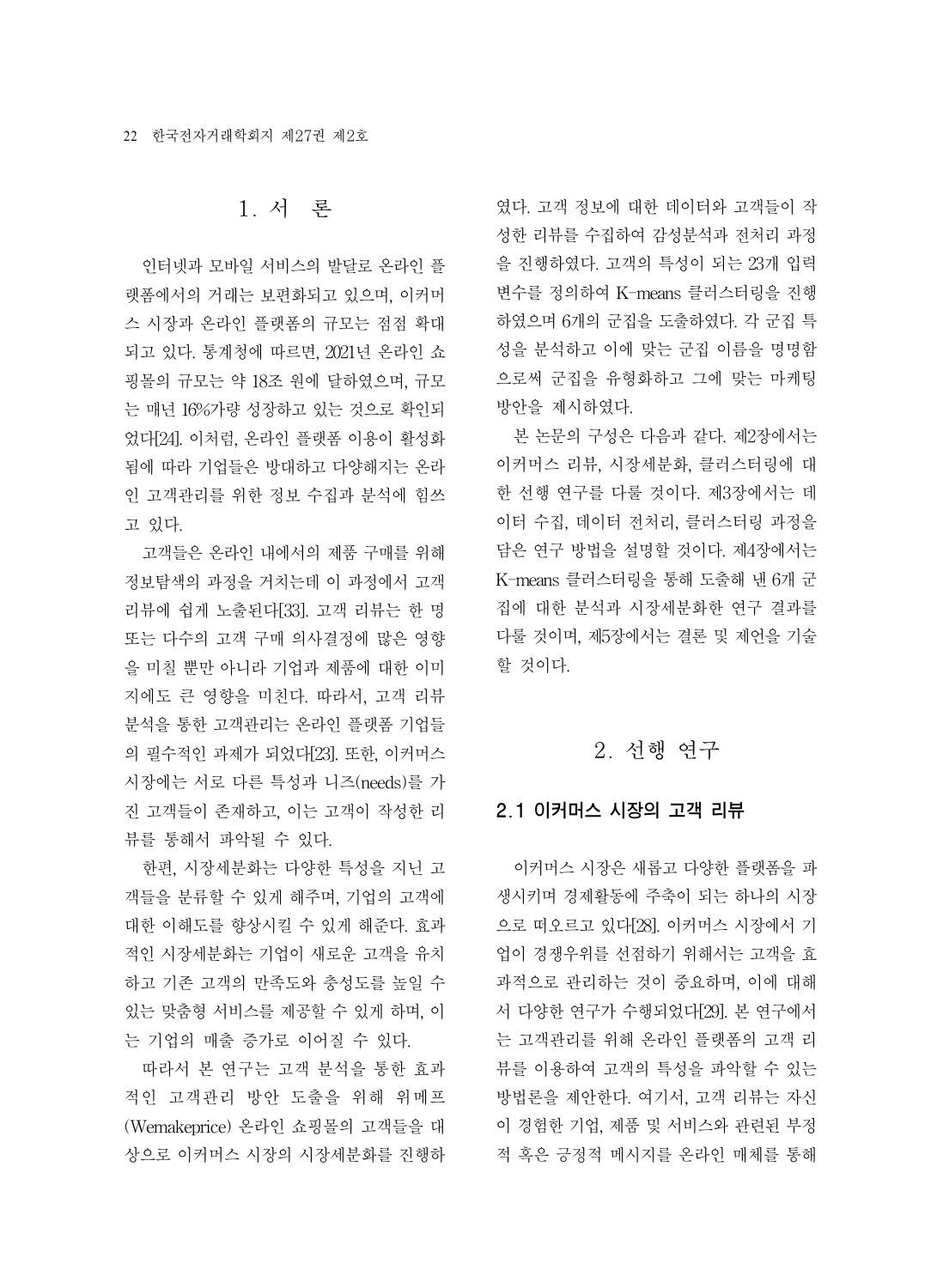# 1. 서 론

인터넷과 모바일 서비스의 발달로 온라인 플랫폼에서의 거래는 보편화되고 있으며, 이커머스 시장과 온라인 플랫폼의 규모는 점점 확대되고 있다. 통계청에 따르면, 2021년 온라인 쇼핑몰의 규모는 약 18조 원에 달하였으며, 규모는 매년 16%가량 성장하고 있는 것으로 확인되었다[24]. 이처럼, 온라인 플랫폼 이용이 활성화됨에 따라 기업들은 방대하고 다양해지는 온라인 고객관리를 위한 정보 수집과 분석에 힘쓰고 있다.

고객들은 온라인 내에서의 제품 구매를 위해 정보탐색의 과정을 거치는데 이 과정에서 고객 리뷰에 쉽게 노출된다[33]. 고객 리뷰는 한 명 또는 다수의 고객 구매 의사결정에 많은 영향을 미칠 뿐만 아니라 기업과 제품에 대한 이미지에도 큰 영향을 미친다. 따라서, 고객 리뷰 분석을 통한 고객관리는 온라인 플랫폼 기업들의 필수적인 과제가 되었다[23]. 또한, 이커머스 시장에는 서로 다른 특성과 니즈(needs)를 가진 고객들이 존재하고, 이는 고객이 작성한 리뷰를 통해서 파악될 수 있다.

한편, 시장세분화는 다양한 특성을 지닌 고객들을 분류할 수 있게 해주며, 기업의 고객에 대한 이해도를 향상시킬 수 있게 해준다. 효과적인 시장세분화는 기업이 새로운 고객을 유치하고 기존 고객의 만족도와 충성도를 높일 수 있는 맞춤형 서비스를 제공할 수 있게 하며, 이는 기업의 매출 증가로 이어질 수 있다.

따라서 본 연구는 고객 분석을 통한 효과적인 고객관리 방안 도출을 위해 위메프(Wemakeprice) 온라인 쇼핑몰의 고객들을 대상으로 이커머스 시장의 시장세분화를 진행하였다. 고객 정보에 대한 데이터와 고객들이 작성한 리뷰를 수집하여 감성분석과 전처리 과정을 진행하였다. 고객의 특성이 되는 23개 입력변수를 정의하여 K-means 클러스터링을 진행하였으며 6개의 군집을 도출하였다. 각 군집 특성을 분석하고 이에 맞는 군집 이름을 명명함으로써 군집을 유형화하고 그에 맞는 마케팅 방안을 제시하였다.

본 논문의 구성은 다음과 같다. 제2장에서는 이커머스 리뷰, 시장세분화, 클러스터링에 대한 선행 연구를 다룰 것이다. 제3장에서는 데이터 수집, 데이터 전처리, 클러스터링 과정을 담은 연구 방법을 설명할 것이다. 제4장에서는 K-means 클러스터링을 통해 도출해 낸 6개 군집에 대한 분석과 시장세분화한 연구 결과를 다룰 것이며, 제5장에서는 결론 및 제언을 기술할 것이다.

# 2. 선행 연구

## 2.1 이커머스 시장의 고객 리뷰

이커머스 시장은 새롭고 다양한 플랫폼을 파생시키며 경제활동에 주축이 되는 하나의 시장으로 떠오르고 있다[28]. 이커머스 시장에서 기업이 경쟁우위를 선점하기 위해서는 고객을 효과적으로 관리하는 것이 중요하며, 이에 대해서 다양한 연구가 수행되었다[29]. 본 연구에서는 고객관리를 위해 온라인 플랫폼의 고객 리뷰를 이용하여 고객의 특성을 파악할 수 있는 방법론을 제안한다. 여기서, 고객 리뷰는 자신이 경험한 기업, 제품 및 서비스와 관련된 부정적 혹은 긍정적 메시지를 온라인 매체를 통해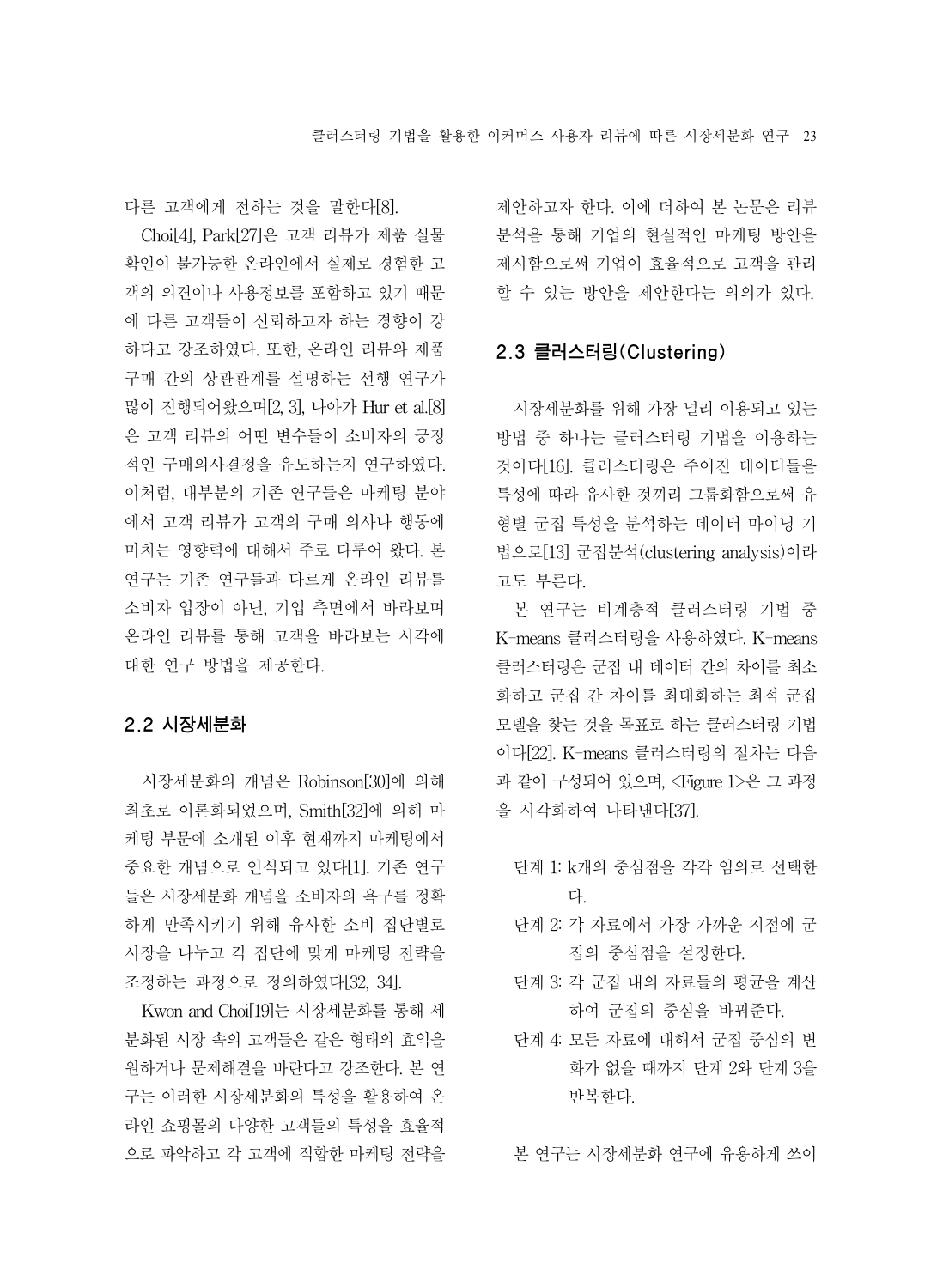다른 고객에게 전하는 것을 말한다[8].

Choi[4], Park[27]은 고객 리뷰가 제품 실물 확인이 불가능한 온라인에서 실제로 경험한 고객의 의견이나 사용정보를 포함하고 있기 때문에 다른 고객들이 신뢰하고자 하는 경향이 강하다고 강조하였다. 또한, 온라인 리뷰와 제품 구매 간의 상관관계를 설명하는 선행 연구가 많이 진행되어왔으며[2, 3], 나아가 Hur et al.[8]은 고객 리뷰의 어떤 변수들이 소비자의 긍정적인 구매의사결정을 유도하는지 연구하였다. 이처럼, 대부분의 기존 연구들은 마케팅 분야에서 고객 리뷰가 고객의 구매 의사나 행동에 미치는 영향력에 대해서 주로 다루어 왔다. 본 연구는 기존 연구들과 다르게 온라인 리뷰를 소비자 입장이 아닌, 기업 측면에서 바라보며 온라인 리뷰를 통해 고객을 바라보는 시각에 대한 연구 방법을 제공한다.

## 2.2 시장세분화

시장세분화의 개념은 Robinson[30]에 의해 최초로 이론화되었으며, Smith[32]에 의해 마케팅 부문에 소개된 이후 현재까지 마케팅에서 중요한 개념으로 인식되고 있다[1]. 기존 연구들은 시장세분화 개념을 소비자의 욕구를 정확하게 만족시키기 위해 유사한 소비 집단별로 시장을 나누고 각 집단에 맞게 마케팅 전략을 조정하는 과정으로 정의하였다[32, 34].

Kwon and Choi[19]는 시장세분화를 통해 세분화된 시장 속의 고객들은 같은 형태의 효익을 원하거나 문제해결을 바란다고 강조한다. 본 연구는 이러한 시장세분화의 특성을 활용하여 온라인 쇼핑몰의 다양한 고객들의 특성을 효율적으로 파악하고 각 고객에 적합한 마케팅 전략을 제안하고자 한다. 이에 더하여 본 논문은 리뷰 분석을 통해 기업의 현실적인 마케팅 방안을 제시함으로써 기업이 효율적으로 고객을 관리할 수 있는 방안을 제안한다는 의의가 있다.

## 2.3 클러스터링(Clustering)

시장세분화를 위해 가장 널리 이용되고 있는 방법 중 하나는 클러스터링 기법을 이용하는 것이다[16]. 클러스터링은 주어진 데이터들을 특성에 따라 유사한 것끼리 그룹화함으로써 유형별 군집 특성을 분석하는 데이터 마이닝 기법으로[13] 군집분석(clustering analysis)이라고도 부른다.

본 연구는 비계층적 클러스터링 기법 중 K-means 클러스터링을 사용하였다. K-means 클러스터링은 군집 내 데이터 간의 차이를 최소화하고 군집 간 차이를 최대화하는 최적 군집 모델을 찾는 것을 목표로 하는 클러스터링 기법이다[22]. K-means 클러스터링의 절차는 다음과 같이 구성되어 있으며, <Figure 1>은 그 과정을 시각화하여 나타낸다[37].

- 단계 1: k개의 중심점을 각각 임의로 선택한다.
- 단계 2: 각 자료에서 가장 가까운 지점에 군집의 중심점을 설정한다.
- 단계 3: 각 군집 내의 자료들의 평균을 계산하여 군집의 중심을 바꿔준다.
- 단계 4: 모든 자료에 대해서 군집 중심의 변화가 없을 때까지 단계 2와 단계 3을 반복한다.

본 연구는 시장세분화 연구에 유용하게 쓰이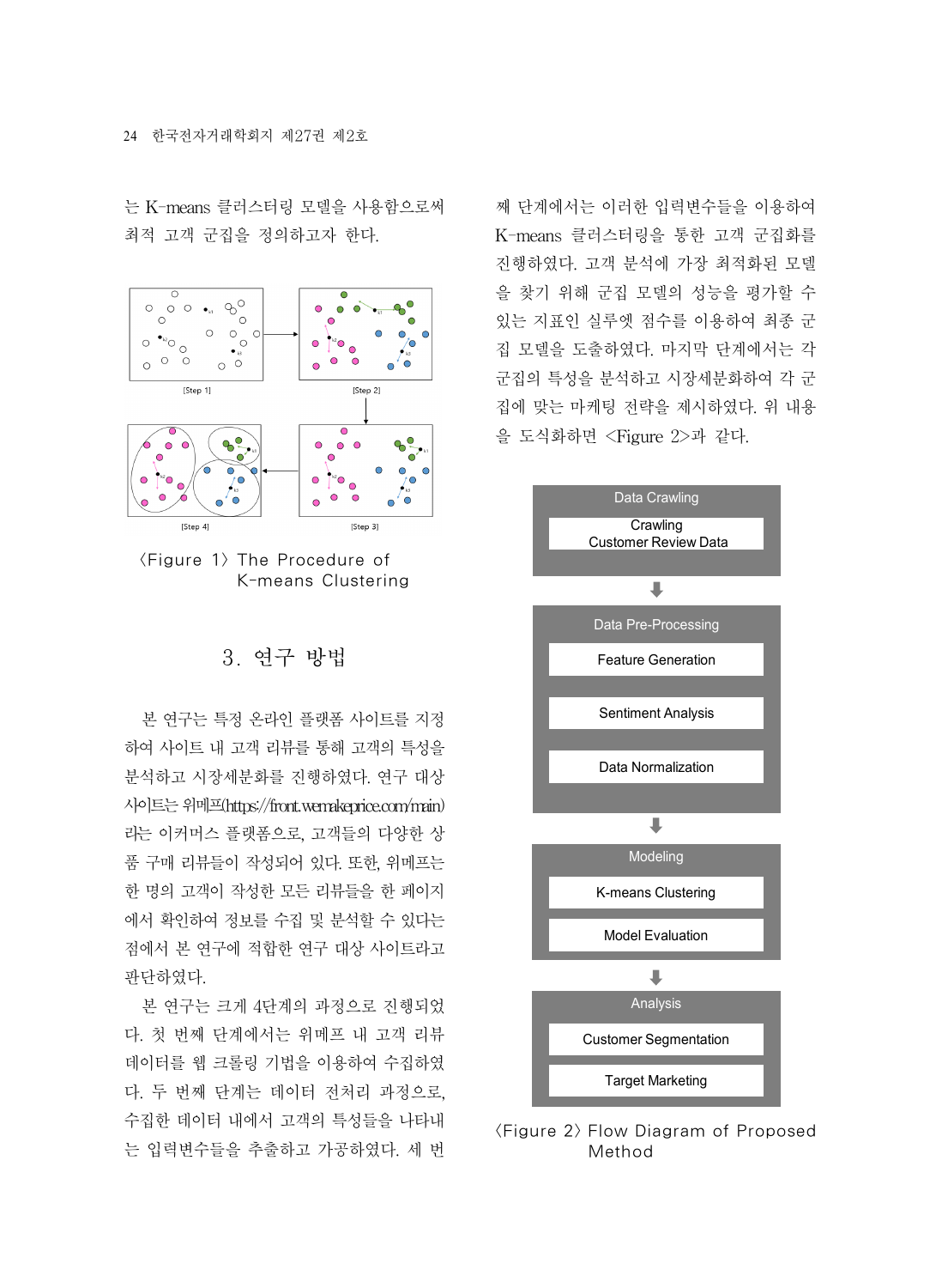는 K-means 클러스터링 모델을 사용함으로써 최적 고객 군집을 정의하고자 한다.

[Step 1] [Step 2] [Step 3] [Step 4]

〈Figure 1〉 The Procedure of K-means Clustering

## 3. 연구 방법

본 연구는 특정 온라인 플랫폼 사이트를 지정하여 사이트 내 고객 리뷰를 통해 고객의 특성을 분석하고 시장세분화를 진행하였다. 연구 대상 사이트는 위메프(https://front.wemakeprice.com/main)라는 이커머스 플랫폼으로, 고객들의 다양한 상품 구매 리뷰들이 작성되어 있다. 또한, 위메프는 한 명의 고객이 작성한 모든 리뷰들을 한 페이지에서 확인하여 정보를 수집 및 분석할 수 있다는 점에서 본 연구에 적합한 연구 대상 사이트라고 판단하였다.

본 연구는 크게 4단계의 과정으로 진행되었다. 첫 번째 단계에서는 위메프 내 고객 리뷰 데이터를 웹 크롤링 기법을 이용하여 수집하였다. 두 번째 단계는 데이터 전처리 과정으로, 수집한 데이터 내에서 고객의 특성들을 나타내는 입력변수들을 추출하고 가공하였다. 세 번째 단계에서는 이러한 입력변수들을 이용하여 K-means 클러스터링을 통한 고객 군집화를 진행하였다. 고객 분석에 가장 최적화된 모델을 찾기 위해 군집 모델의 성능을 평가할 수 있는 지표인 실루엣 점수를 이용하여 최종 군집 모델을 도출하였다. 마지막 단계에서는 각 군집의 특성을 분석하고 시장세분화하여 각 군집에 맞는 마케팅 전략을 제시하였다. 위 내용을 도식화하면 <Figure 2>과 같다.

- **Data Crawling**
  - Crawling Customer Review Data
- **Data Pre-Processing**
  - Feature Generation
  - Sentiment Analysis
  - Data Normalization
- **Modeling**
  - K-means Clustering
  - Model Evaluation
- **Analysis**
  - Customer Segmentation
  - Target Marketing

〈Figure 2〉 Flow Diagram of Proposed Method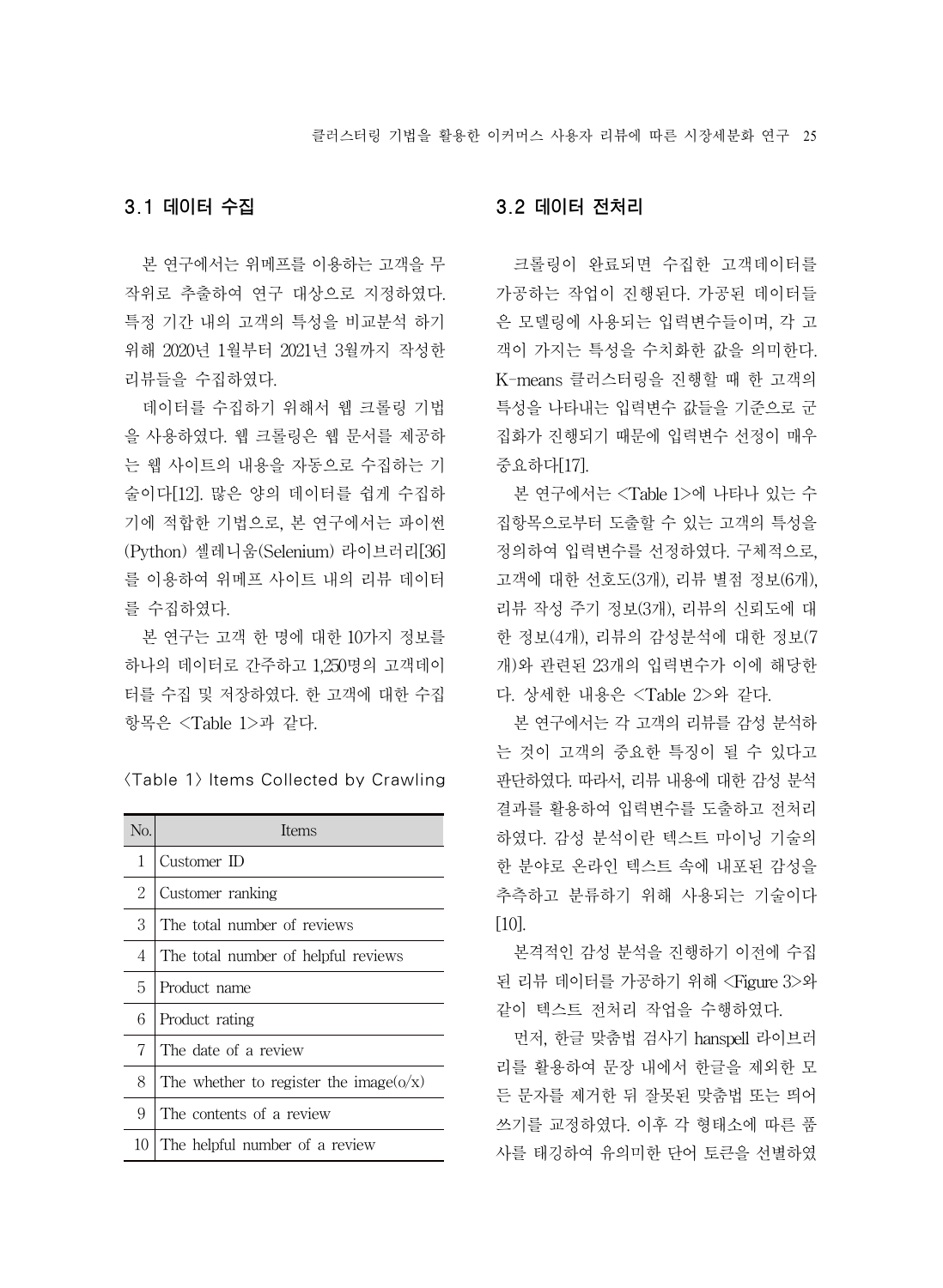## 3.1 데이터 수집

본 연구에서는 위메프를 이용하는 고객을 무작위로 추출하여 연구 대상으로 지정하였다. 특정 기간 내의 고객의 특성을 비교분석 하기 위해 2020년 1월부터 2021년 3월까지 작성한 리뷰들을 수집하였다.

데이터를 수집하기 위해서 웹 크롤링 기법을 사용하였다. 웹 크롤링은 웹 문서를 제공하는 웹 사이트의 내용을 자동으로 수집하는 기술이다[12]. 많은 양의 데이터를 쉽게 수집하기에 적합한 기법으로, 본 연구에서는 파이썬(Python) 셀레니움(Selenium) 라이브러리[36]를 이용하여 위메프 사이트 내의 리뷰 데이터를 수집하였다.

본 연구는 고객 한 명에 대한 10가지 정보를 하나의 데이터로 간주하고 1,250명의 고객데이터를 수집 및 저장하였다. 한 고객에 대한 수집 항목은 <Table 1>과 같다.

〈Table 1〉 Items Collected by Crawling

| No. | Items |
|---|---|
| 1 | Customer ID |
| 2 | Customer ranking |
| 3 | The total number of reviews |
| 4 | The total number of helpful reviews |
| 5 | Product name |
| 6 | Product rating |
| 7 | The date of a review |
| 8 | The whether to register the image(o/x) |
| 9 | The contents of a review |
| 10 | The helpful number of a review |

## 3.2 데이터 전처리

크롤링이 완료되면 수집한 고객데이터를 가공하는 작업이 진행된다. 가공된 데이터들은 모델링에 사용되는 입력변수들이며, 각 고객이 가지는 특성을 수치화한 값을 의미한다. K-means 클러스터링을 진행할 때 한 고객의 특성을 나타내는 입력변수 값들을 기준으로 군집화가 진행되기 때문에 입력변수 선정이 매우 중요하다[17].

본 연구에서는 <Table 1>에 나타나 있는 수집항목으로부터 도출할 수 있는 고객의 특성을 정의하여 입력변수를 선정하였다. 구체적으로, 고객에 대한 선호도(3개), 리뷰 별점 정보(6개), 리뷰 작성 주기 정보(3개), 리뷰의 신뢰도에 대한 정보(4개), 리뷰의 감성분석에 대한 정보(7개)와 관련된 23개의 입력변수가 이에 해당한다. 상세한 내용은 <Table 2>와 같다.

본 연구에서는 각 고객의 리뷰를 감성 분석하는 것이 고객의 중요한 특징이 될 수 있다고 판단하였다. 따라서, 리뷰 내용에 대한 감성 분석 결과를 활용하여 입력변수를 도출하고 전처리하였다. 감성 분석이란 텍스트 마이닝 기술의 한 분야로 온라인 텍스트 속에 내포된 감성을 추측하고 분류하기 위해 사용되는 기술이다[10].

본격적인 감성 분석을 진행하기 이전에 수집된 리뷰 데이터를 가공하기 위해 <Figure 3>와 같이 텍스트 전처리 작업을 수행하였다.

먼저, 한글 맞춤법 검사기 hanspell 라이브러리를 활용하여 문장 내에서 한글을 제외한 모든 문자를 제거한 뒤 잘못된 맞춤법 또는 띄어쓰기를 교정하였다. 이후 각 형태소에 따른 품사를 태깅하여 유의미한 단어 토큰을 선별하였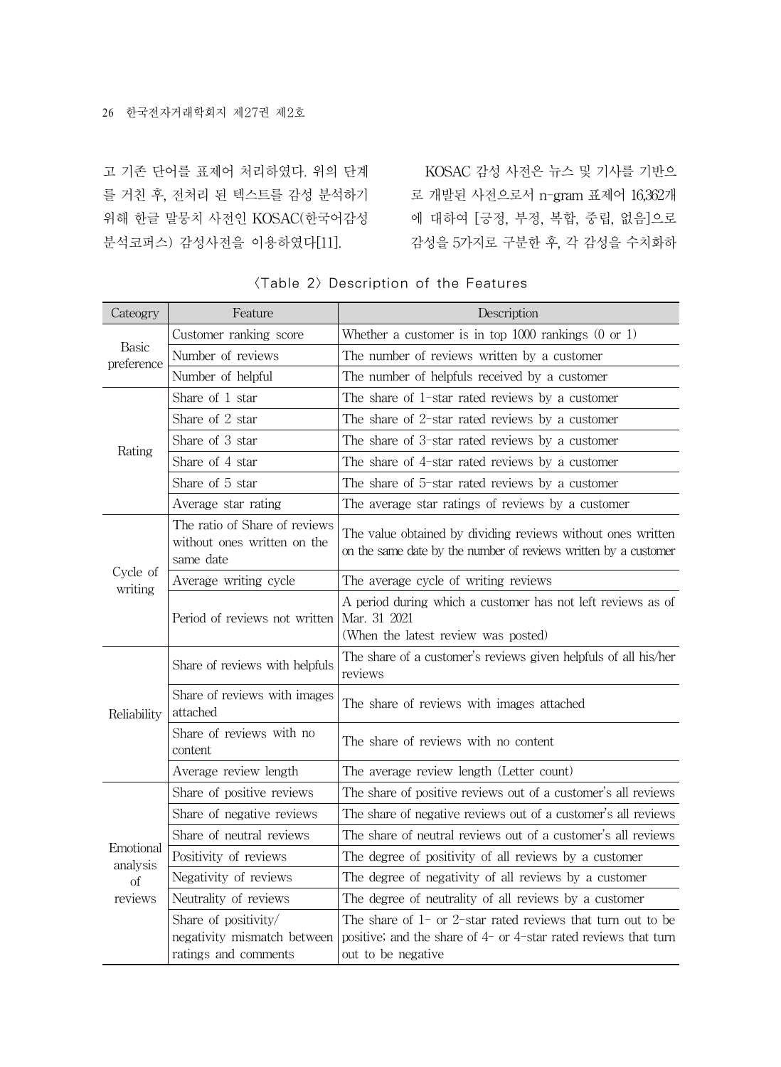고 기존 단어를 표제어 처리하였다. 위의 단계를 거친 후, 전처리 된 텍스트를 감성 분석하기 위해 한글 말뭉치 사전인 KOSAC(한국어감성분석코퍼스) 감성사전을 이용하였다[11].

KOSAC 감성 사전은 뉴스 및 기사를 기반으로 개발된 사전으로서 n-gram 표제어 16,362개에 대하여 [긍정, 부정, 복합, 중립, 없음]으로 감성을 5가지로 구분한 후, 각 감성을 수치화하

〈Table 2〉 Description of the Features

| Cateogry | Feature | Description |
|---|---|---|
| Basic preference | Customer ranking score | Whether a customer is in top 1000 rankings (0 or 1) |
| | Number of reviews | The number of reviews written by a customer |
| | Number of helpful | The number of helpfuls received by a customer |
| Rating | Share of 1 star | The share of 1-star rated reviews by a customer |
| | Share of 2 star | The share of 2-star rated reviews by a customer |
| | Share of 3 star | The share of 3-star rated reviews by a customer |
| | Share of 4 star | The share of 4-star rated reviews by a customer |
| | Share of 5 star | The share of 5-star rated reviews by a customer |
| | Average star rating | The average star ratings of reviews by a customer |
| Cycle of writing | The ratio of Share of reviews without ones written on the same date | The value obtained by dividing reviews without ones written on the same date by the number of reviews written by a customer |
| | Average writing cycle | The average cycle of writing reviews |
| | Period of reviews not written | A period during which a customer has not left reviews as of Mar. 31 2021 (When the latest review was posted) |
| Reliability | Share of reviews with helpfuls | The share of a customer's reviews given helpfuls of all his/her reviews |
| | Share of reviews with images attached | The share of reviews with images attached |
| | Share of reviews with no content | The share of reviews with no content |
| | Average review length | The average review length (Letter count) |
| Emotional analysis of reviews | Share of positive reviews | The share of positive reviews out of a customer's all reviews |
| | Share of negative reviews | The share of negative reviews out of a customer's all reviews |
| | Share of neutral reviews | The share of neutral reviews out of a customer's all reviews |
| | Positivity of reviews | The degree of positivity of all reviews by a customer |
| | Negativity of reviews | The degree of negativity of all reviews by a customer |
| | Neutrality of reviews | The degree of neutrality of all reviews by a customer |
| | Share of positivity/negativity mismatch between ratings and comments | The share of 1- or 2-star rated reviews that turn out to be positive; and the share of 4- or 4-star rated reviews that turn out to be negative |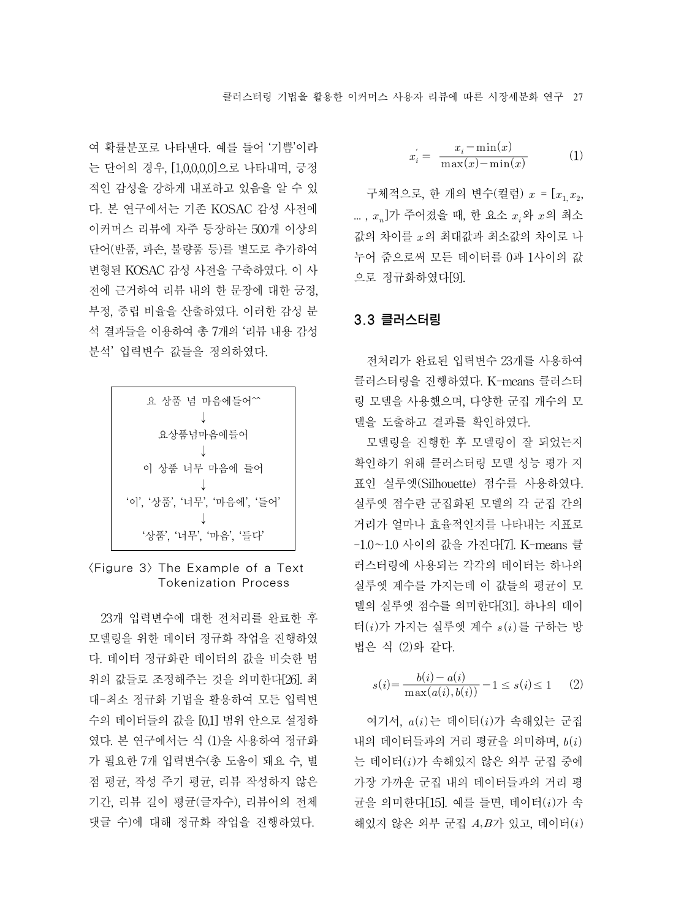여 확률분포로 나타낸다. 예를 들어 '기쁨'이라는 단어의 경우, [1,0,0,0,0]으로 나타내며, 긍정적인 감성을 강하게 내포하고 있음을 알 수 있다. 본 연구에서는 기존 KOSAC 감성 사전에 이커머스 리뷰에 자주 등장하는 500개 이상의 단어(반품, 파손, 불량품 등)를 별도로 추가하여 변형된 KOSAC 감성 사전을 구축하였다. 이 사전에 근거하여 리뷰 내의 한 문장에 대한 긍정, 부정, 중립 비율을 산출하였다. 이러한 감성 분석 결과들을 이용하여 총 7개의 '리뷰 내용 감성 분석' 입력변수 값들을 정의하였다.

요 상품 넘 마음에들어^^
↓
요상품넘마음에들어
↓
이 상품 너무 마음에 들어
↓
'이', '상품', '너무', '마음에', '들어'
↓
'상품', '너무', '마음', '들다'

〈Figure 3〉 The Example of a Text Tokenization Process

23개 입력변수에 대한 전처리를 완료한 후 모델링을 위한 데이터 정규화 작업을 진행하였다. 데이터 정규화란 데이터의 값을 비슷한 범위의 값들로 조정해주는 것을 의미한다[26]. 최대-최소 정규화 기법을 활용하여 모든 입력변수의 데이터들의 값을 [0,1] 범위 안으로 설정하였다. 본 연구에서는 식 (1)을 사용하여 정규화가 필요한 7개 입력변수(총 도움이 돼요 수, 별점 평균, 작성 주기 평균, 리뷰 작성하지 않은 기간, 리뷰 길이 평균(글자수), 리뷰어의 전체 댓글 수)에 대해 정규화 작업을 진행하였다.

$$x_i' = \frac{x_i - \min(x)}{\max(x) - \min(x)} \tag{1}$$

구체적으로, 한 개의 변수(컬럼) $x = [x_1, x_2, \ldots, x_n]$가 주어졌을 때, 한 요소 $x_i$와 $x$의 최소값의 차이를 $x$의 최대값과 최소값의 차이로 나누어 줌으로써 모든 데이터를 0과 1사이의 값으로 정규화하였다[9].

### 3.3 클러스터링

전처리가 완료된 입력변수 23개를 사용하여 클러스터링을 진행하였다. K-means 클러스터링 모델을 사용했으며, 다양한 군집 개수의 모델을 도출하고 결과를 확인하였다.

모델링을 진행한 후 모델링이 잘 되었는지 확인하기 위해 클러스터링 모델 성능 평가 지표인 실루엣(Silhouette) 점수를 사용하였다. 실루엣 점수란 군집화된 모델의 각 군집 간의 거리가 얼마나 효율적인지를 나타내는 지표로 -1.0~1.0 사이의 값을 가진다[7]. K-means 클러스터링에 사용되는 각각의 데이터는 하나의 실루엣 계수를 가지는데 이 값들의 평균이 모델의 실루엣 점수를 의미한다[31]. 하나의 데이터($i$)가 가지는 실루엣 계수 $s(i)$를 구하는 방법은 식 (2)와 같다.

$$s(i) = \frac{b(i) - a(i)}{\max(a(i), b(i))} \quad -1 \leq s(i) \leq 1 \tag{2}$$

여기서, $a(i)$는 데이터($i$)가 속해있는 군집 내의 데이터들과의 거리 평균을 의미하며, $b(i)$는 데이터($i$)가 속해있지 않은 외부 군집 중에 가장 가까운 군집 내의 데이터들과의 거리 평균을 의미한다[15]. 예를 들면, 데이터($i$)가 속해있지 않은 외부 군집 $A$,$B$가 있고, 데이터($i$)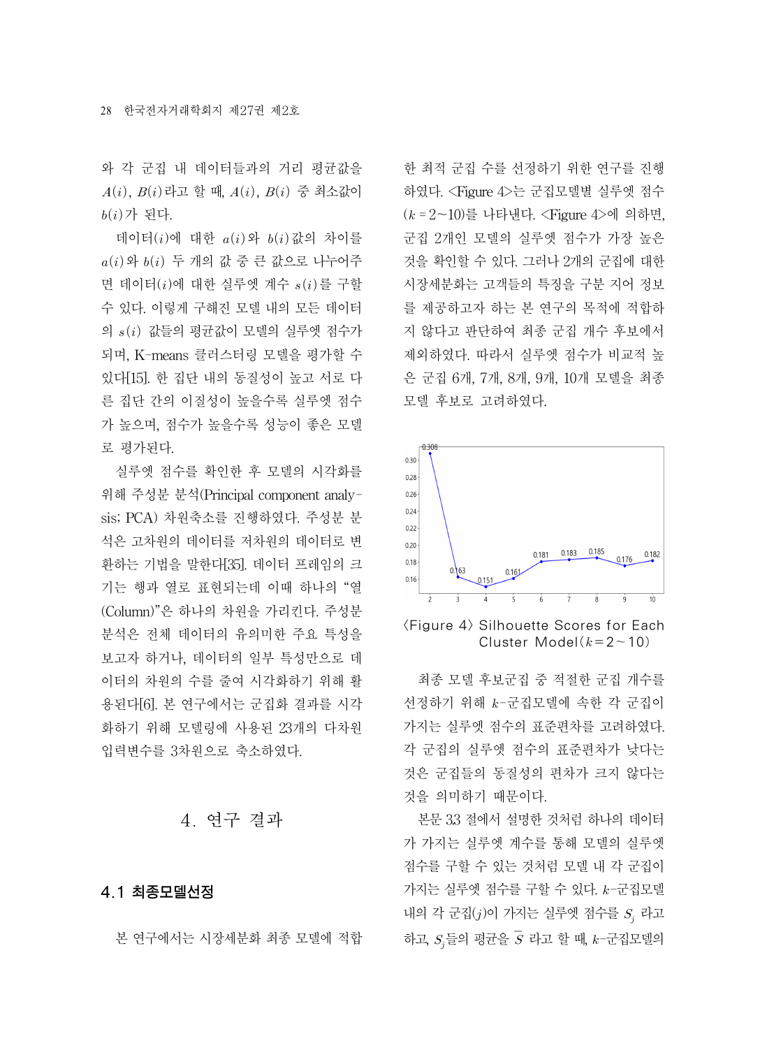와 각 군집 내 데이터들과의 거리 평균값을 $A(i)$, $B(i)$라고 할 때, $A(i)$, $B(i)$ 중 최소값이 $b(i)$가 된다.

데이터($i$)에 대한 $a(i)$와 $b(i)$값의 차이를 $a(i)$와 $b(i)$ 두 개의 값 중 큰 값으로 나누어주면 데이터($i$)에 대한 실루엣 계수 $s(i)$를 구할 수 있다. 이렇게 구해진 모델 내의 모든 데이터의 $s(i)$ 값들의 평균값이 모델의 실루엣 점수가 되며, K-means 클러스터링 모델을 평가할 수 있다[15]. 한 집단 내의 동질성이 높고 서로 다른 집단 간의 이질성이 높을수록 실루엣 점수가 높으며, 점수가 높을수록 성능이 좋은 모델로 평가된다.

실루엣 점수를 확인한 후 모델의 시각화를 위해 주성분 분석(Principal component analysis; PCA) 차원축소를 진행하였다. 주성분 분석은 고차원의 데이터를 저차원의 데이터로 변환하는 기법을 말한다[35]. 데이터 프레임의 크기는 행과 열로 표현되는데 이때 하나의 "열(Column)"은 하나의 차원을 가리킨다. 주성분 분석은 전체 데이터의 유의미한 주요 특성을 보고자 하거나, 데이터의 일부 특성만으로 데이터의 차원의 수를 줄여 시각화하기 위해 활용된다[6]. 본 연구에서는 군집화 결과를 시각화하기 위해 모델링에 사용된 23개의 다차원 입력변수를 3차원으로 축소하였다.

## 4. 연구 결과

### 4.1 최종모델선정

본 연구에서는 시장세분화 최종 모델에 적합한 최적 군집 수를 선정하기 위한 연구를 진행하였다. <Figure 4>는 군집모델별 실루엣 점수($k$ = 2~10)를 나타낸다. <Figure 4>에 의하면, 군집 2개인 모델의 실루엣 점수가 가장 높은 것을 확인할 수 있다. 그러나 2개의 군집에 대한 시장세분화는 고객들의 특징을 구분 지어 정보를 제공하고자 하는 본 연구의 목적에 적합하지 않다고 판단하여 최종 군집 개수 후보에서 제외하였다. 따라서 실루엣 점수가 비교적 높은 군집 6개, 7개, 8개, 9개, 10개 모델을 최종 모델 후보로 고려하였다.

〈Figure 4〉 Silhouette Scores for Each Cluster Model($k$=2~10)

최종 모델 후보군집 중 적절한 군집 개수를 선정하기 위해 $k$-군집모델에 속한 각 군집이 가지는 실루엣 점수의 표준편차를 고려하였다. 각 군집의 실루엣 점수의 표준편차가 낮다는 것은 군집들의 동질성의 편차가 크지 않다는 것을 의미하기 때문이다.

본문 3.3 절에서 설명한 것처럼 하나의 데이터가 가지는 실루엣 계수를 통해 모델의 실루엣 점수를 구할 수 있는 것처럼 모델 내 각 군집이 가지는 실루엣 점수를 구할 수 있다. $k$-군집모델 내의 각 군집($j$)이 가지는 실루엣 점수를 $S_j$ 라고 하고, $S_j$들의 평균을 $\overline{S}$ 라고 할 때, $k$-군집모델의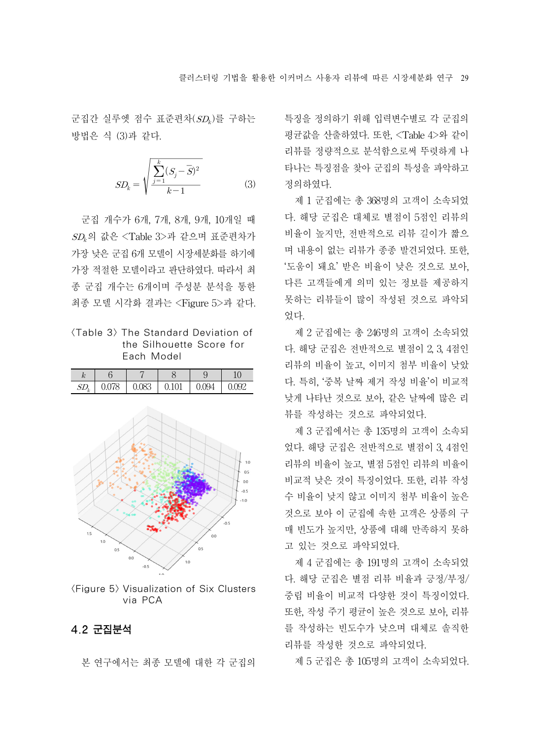군집간 실루엣 점수 표준편차($SD_k$)를 구하는 방법은 식 (3)과 같다.

$$SD_k = \sqrt{\frac{\sum_{j=1}^{k}(S_j - \bar{S})^2}{k-1}} \quad (3)$$

군집 개수가 6개, 7개, 8개, 9개, 10개일 때 $SD_k$의 값은 <Table 3>과 같으며 표준편차가 가장 낮은 군집 6개 모델이 시장세분화를 하기에 가장 적절한 모델이라고 판단하였다. 따라서 최종 군집 개수는 6개이며 주성분 분석을 통한 최종 모델 시각화 결과는 <Figure 5>과 같다.

〈Table 3〉 The Standard Deviation of the Silhouette Score for Each Model

| $k$ | 6 | 7 | 8 | 9 | 10 |
|---|---|---|---|---|---|
| $SD_k$ | 0.078 | 0.083 | 0.101 | 0.094 | 0.092 |

〈Figure 5〉 Visualization of Six Clusters via PCA

## 4.2 군집분석

본 연구에서는 최종 모델에 대한 각 군집의 특징을 정의하기 위해 입력변수별로 각 군집의 평균값을 산출하였다. 또한, <Table 4>와 같이 리뷰를 정량적으로 분석함으로써 뚜렷하게 나타나는 특징점을 찾아 군집의 특성을 파악하고 정의하였다.

제 1 군집에는 총 368명의 고객이 소속되었다. 해당 군집은 대체로 별점이 5점인 리뷰의 비율이 높지만, 전반적으로 리뷰 길이가 짧으며 내용이 없는 리뷰가 종종 발견되었다. 또한, '도움이 돼요' 받은 비율이 낮은 것으로 보아, 다른 고객들에게 의미 있는 정보를 제공하지 못하는 리뷰들이 많이 작성된 것으로 파악되었다.

제 2 군집에는 총 246명의 고객이 소속되었다. 해당 군집은 전반적으로 별점이 2, 3, 4점인 리뷰의 비율이 높고, 이미지 첨부 비율이 낮았다. 특히, '중복 날짜 제거 작성 비율'이 비교적 낮게 나타난 것으로 보아, 같은 날짜에 많은 리뷰를 작성하는 것으로 파악되었다.

제 3 군집에서는 총 135명의 고객이 소속되었다. 해당 군집은 전반적으로 별점이 3, 4점인 리뷰의 비율이 높고, 별점 5점인 리뷰의 비율이 비교적 낮은 것이 특징이었다. 또한, 리뷰 작성 수 비율이 낮지 않고 이미지 첨부 비율이 높은 것으로 보아 이 군집에 속한 고객은 상품의 구매 빈도가 높지만, 상품에 대해 만족하지 못하고 있는 것으로 파악되었다.

제 4 군집에는 총 191명의 고객이 소속되었다. 해당 군집은 별점 리뷰 비율과 긍정/부정/중립 비율이 비교적 다양한 것이 특징이었다. 또한, 작성 주기 평균이 높은 것으로 보아, 리뷰를 작성하는 빈도수가 낮으며 대체로 솔직한 리뷰를 작성한 것으로 파악되었다.

제 5 군집은 총 105명의 고객이 소속되었다.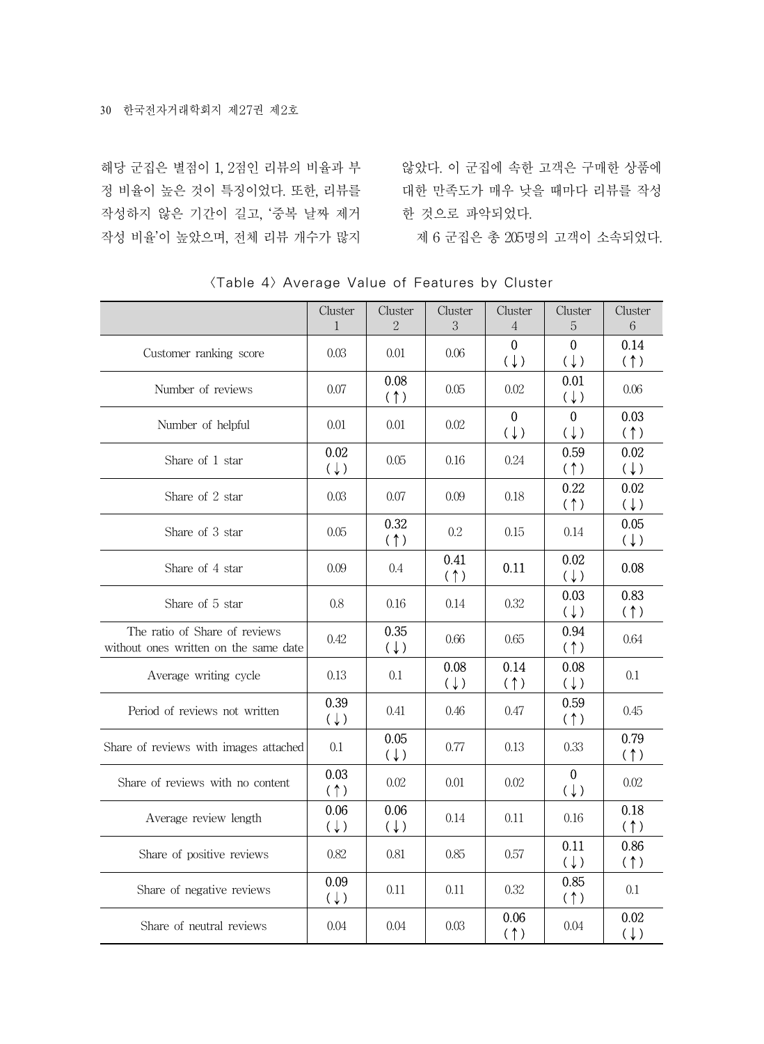해당 군집은 별점이 1, 2점인 리뷰의 비율과 부정 비율이 높은 것이 특징이었다. 또한, 리뷰를 작성하지 않은 기간이 길고, '중복 날짜 제거 작성 비율'이 높았으며, 전체 리뷰 개수가 많지 않았다. 이 군집에 속한 고객은 구매한 상품에 대한 만족도가 매우 낮을 때마다 리뷰를 작성한 것으로 파악되었다.

제 6 군집은 총 205명의 고객이 소속되었다.

〈Table 4〉 Average Value of Features by Cluster

| | Cluster 1 | Cluster 2 | Cluster 3 | Cluster 4 | Cluster 5 | Cluster 6 |
|---|---|---|---|---|---|---|
| Customer ranking score | 0.03 | 0.01 | 0.06 | 0 (↓) | 0 (↓) | 0.14 (↑) |
| Number of reviews | 0.07 | 0.08 (↑) | 0.05 | 0.02 | 0.01 (↓) | 0.06 |
| Number of helpful | 0.01 | 0.01 | 0.02 | 0 (↓) | 0 (↓) | 0.03 (↑) |
| Share of 1 star | 0.02 (↓) | 0.05 | 0.16 | 0.24 | 0.59 (↑) | 0.02 (↓) |
| Share of 2 star | 0.03 | 0.07 | 0.09 | 0.18 | 0.22 (↑) | 0.02 (↓) |
| Share of 3 star | 0.05 | 0.32 (↑) | 0.2 | 0.15 | 0.14 | 0.05 (↓) |
| Share of 4 star | 0.09 | 0.4 | 0.41 (↑) | 0.11 | 0.02 (↓) | 0.08 |
| Share of 5 star | 0.8 | 0.16 | 0.14 | 0.32 | 0.03 (↓) | 0.83 (↑) |
| The ratio of Share of reviews without ones written on the same date | 0.42 | 0.35 (↓) | 0.66 | 0.65 | 0.94 (↑) | 0.64 |
| Average writing cycle | 0.13 | 0.1 | 0.08 (↓) | 0.14 (↑) | 0.08 (↓) | 0.1 |
| Period of reviews not written | 0.39 (↓) | 0.41 | 0.46 | 0.47 | 0.59 (↑) | 0.45 |
| Share of reviews with images attached | 0.1 | 0.05 (↓) | 0.77 | 0.13 | 0.33 | 0.79 (↑) |
| Share of reviews with no content | 0.03 (↑) | 0.02 | 0.01 | 0.02 | 0 (↓) | 0.02 |
| Average review length | 0.06 (↓) | 0.06 (↓) | 0.14 | 0.11 | 0.16 | 0.18 (↑) |
| Share of positive reviews | 0.82 | 0.81 | 0.85 | 0.57 | 0.11 (↓) | 0.86 (↑) |
| Share of negative reviews | 0.09 (↓) | 0.11 | 0.11 | 0.32 | 0.85 (↑) | 0.1 |
| Share of neutral reviews | 0.04 | 0.04 | 0.03 | 0.06 (↑) | 0.04 | 0.02 (↓) |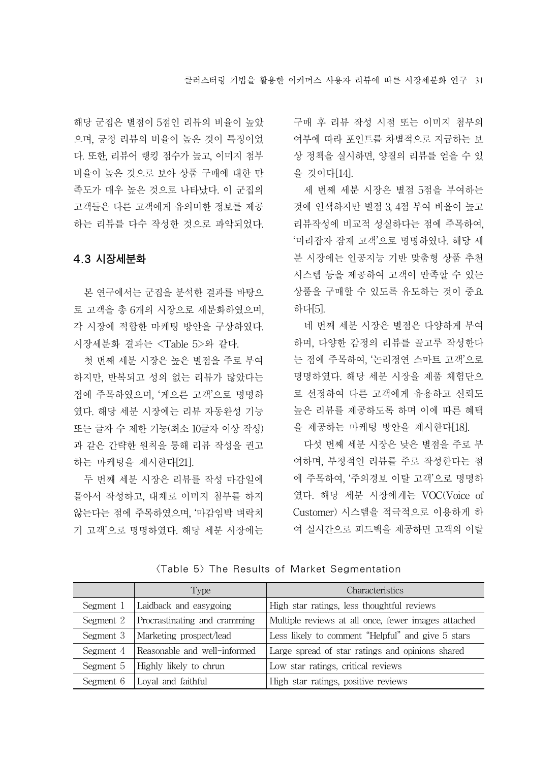해당 군집은 별점이 5점인 리뷰의 비율이 높았으며, 긍정 리뷰의 비율이 높은 것이 특징이었다. 또한, 리뷰어 랭킹 점수가 높고, 이미지 첨부 비율이 높은 것으로 보아 상품 구매에 대한 만족도가 매우 높은 것으로 나타났다. 이 군집의 고객들은 다른 고객에게 유의미한 정보를 제공하는 리뷰를 다수 작성한 것으로 파악되었다.

## 4.3 시장세분화

본 연구에서는 군집을 분석한 결과를 바탕으로 고객을 총 6개의 시장으로 세분화하였으며, 각 시장에 적합한 마케팅 방안을 구상하였다. 시장세분화 결과는 <Table 5>와 같다.

첫 번째 세분 시장은 높은 별점을 주로 부여하지만, 반복되고 성의 없는 리뷰가 많았다는 점에 주목하였으며, '게으른 고객'으로 명명하였다. 해당 세분 시장에는 리뷰 자동완성 기능 또는 글자 수 제한 기능(최소 10글자 이상 작성)과 같은 간략한 원칙을 통해 리뷰 작성을 권고하는 마케팅을 제시한다[21].

두 번째 세분 시장은 리뷰를 작성 마감일에 몰아서 작성하고, 대체로 이미지 첨부를 하지 않는다는 점에 주목하였으며, '마감임박 벼락치기 고객'으로 명명하였다. 해당 세분 시장에는 구매 후 리뷰 작성 시점 또는 이미지 첨부의 여부에 따라 포인트를 차별적으로 지급하는 보상 정책을 실시하면, 양질의 리뷰를 얻을 수 있을 것이다[14].

세 번째 세분 시장은 별점 5점을 부여하는 것에 인색하지만 별점 3, 4점 부여 비율이 높고 리뷰작성에 비교적 성실하다는 점에 주목하여, '미리잡자 잠재 고객'으로 명명하였다. 해당 세분 시장에는 인공지능 기반 맞춤형 상품 추천 시스템 등을 제공하여 고객이 만족할 수 있는 상품을 구매할 수 있도록 유도하는 것이 중요하다[5].

네 번째 세분 시장은 별점은 다양하게 부여하며, 다양한 감정의 리뷰를 골고루 작성한다는 점에 주목하여, '논리정연 스마트 고객'으로 명명하였다. 해당 세분 시장을 제품 체험단으로 선정하여 다른 고객에게 유용하고 신뢰도 높은 리뷰를 제공하도록 하며 이에 따른 혜택을 제공하는 마케팅 방안을 제시한다[18].

다섯 번째 세분 시장은 낮은 별점을 주로 부여하며, 부정적인 리뷰를 주로 작성한다는 점에 주목하여, '주의경보 이탈 고객'으로 명명하였다. 해당 세분 시장에게는 VOC(Voice of Customer) 시스템을 적극적으로 이용하게 하여 실시간으로 피드백을 제공하면 고객의 이탈

〈Table 5〉 The Results of Market Segmentation

| | Type | Characteristics |
|---|---|---|
| Segment 1 | Laidback and easygoing | High star ratings, less thoughtful reviews |
| Segment 2 | Procrastinating and cramming | Multiple reviews at all once, fewer images attached |
| Segment 3 | Marketing prospect/lead | Less likely to comment "Helpful" and give 5 stars |
| Segment 4 | Reasonable and well-informed | Large spread of star ratings and opinions shared |
| Segment 5 | Highly likely to chrun | Low star ratings, critical reviews |
| Segment 6 | Loyal and faithful | High star ratings, positive reviews |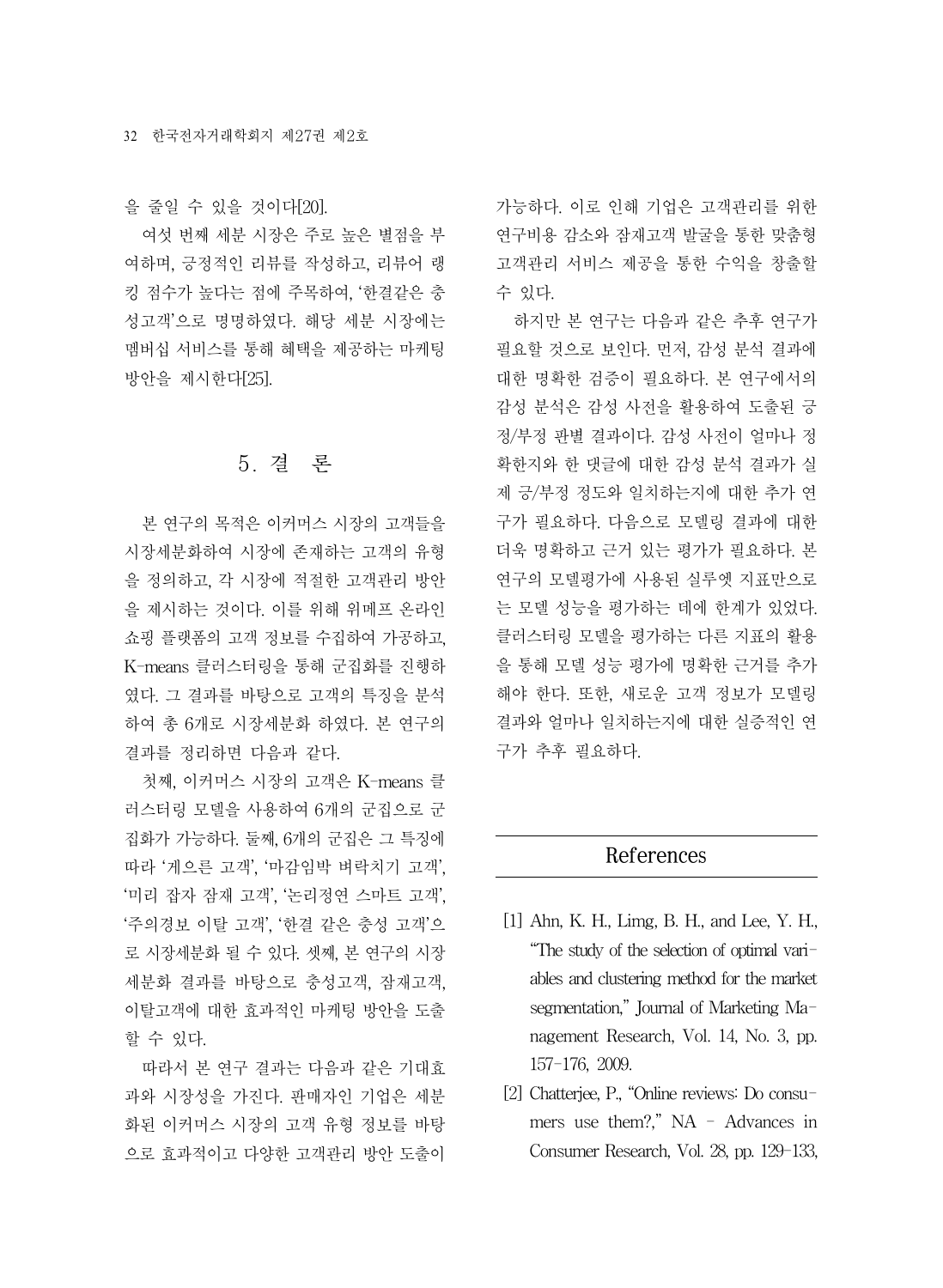을 줄일 수 있을 것이다[20].

여섯 번째 세분 시장은 주로 높은 별점을 부여하며, 긍정적인 리뷰를 작성하고, 리뷰어 랭킹 점수가 높다는 점에 주목하여, '한결같은 충성고객'으로 명명하였다. 해당 세분 시장에는 멤버십 서비스를 통해 혜택을 제공하는 마케팅 방안을 제시한다[25].

## 5. 결 론

본 연구의 목적은 이커머스 시장의 고객들을 시장세분화하여 시장에 존재하는 고객의 유형을 정의하고, 각 시장에 적절한 고객관리 방안을 제시하는 것이다. 이를 위해 위메프 온라인 쇼핑 플랫폼의 고객 정보를 수집하여 가공하고, K-means 클러스터링을 통해 군집화를 진행하였다. 그 결과를 바탕으로 고객의 특징을 분석하여 총 6개로 시장세분화 하였다. 본 연구의 결과를 정리하면 다음과 같다.

첫째, 이커머스 시장의 고객은 K-means 클러스터링 모델을 사용하여 6개의 군집으로 군집화가 가능하다. 둘째, 6개의 군집은 그 특징에 따라 '게으른 고객', '마감임박 벼락치기 고객', '미리 잡자 잠재 고객', '논리정연 스마트 고객', '주의경보 이탈 고객', '한결 같은 충성 고객'으로 시장세분화 될 수 있다. 셋째, 본 연구의 시장세분화 결과를 바탕으로 충성고객, 잠재고객, 이탈고객에 대한 효과적인 마케팅 방안을 도출할 수 있다.

따라서 본 연구 결과는 다음과 같은 기대효과와 시장성을 가진다. 판매자인 기업은 세분화된 이커머스 시장의 고객 유형 정보를 바탕으로 효과적이고 다양한 고객관리 방안 도출이 가능하다. 이로 인해 기업은 고객관리를 위한 연구비용 감소와 잠재고객 발굴을 통한 맞춤형 고객관리 서비스 제공을 통한 수익을 창출할 수 있다.

하지만 본 연구는 다음과 같은 추후 연구가 필요할 것으로 보인다. 먼저, 감성 분석 결과에 대한 명확한 검증이 필요하다. 본 연구에서의 감성 분석은 감성 사전을 활용하여 도출된 긍정/부정 판별 결과이다. 감성 사전이 얼마나 정확한지와 한 댓글에 대한 감성 분석 결과가 실제 긍/부정 정도와 일치하는지에 대한 추가 연구가 필요하다. 다음으로 모델링 결과에 대한 더욱 명확하고 근거 있는 평가가 필요하다. 본 연구의 모델평가에 사용된 실루엣 지표만으로는 모델 성능을 평가하는 데에 한계가 있었다. 클러스터링 모델을 평가하는 다른 지표의 활용을 통해 모델 성능 평가에 명확한 근거를 추가해야 한다. 또한, 새로운 고객 정보가 모델링 결과와 얼마나 일치하는지에 대한 실증적인 연구가 추후 필요하다.

## References

[1] Ahn, K. H., Limg, B. H., and Lee, Y. H., "The study of the selection of optimal variables and clustering method for the market segmentation," Journal of Marketing Management Research, Vol. 14, No. 3, pp. 157-176, 2009.

[2] Chatterjee, P., "Online reviews: Do consumers use them?," NA – Advances in Consumer Research, Vol. 28, pp. 129-133,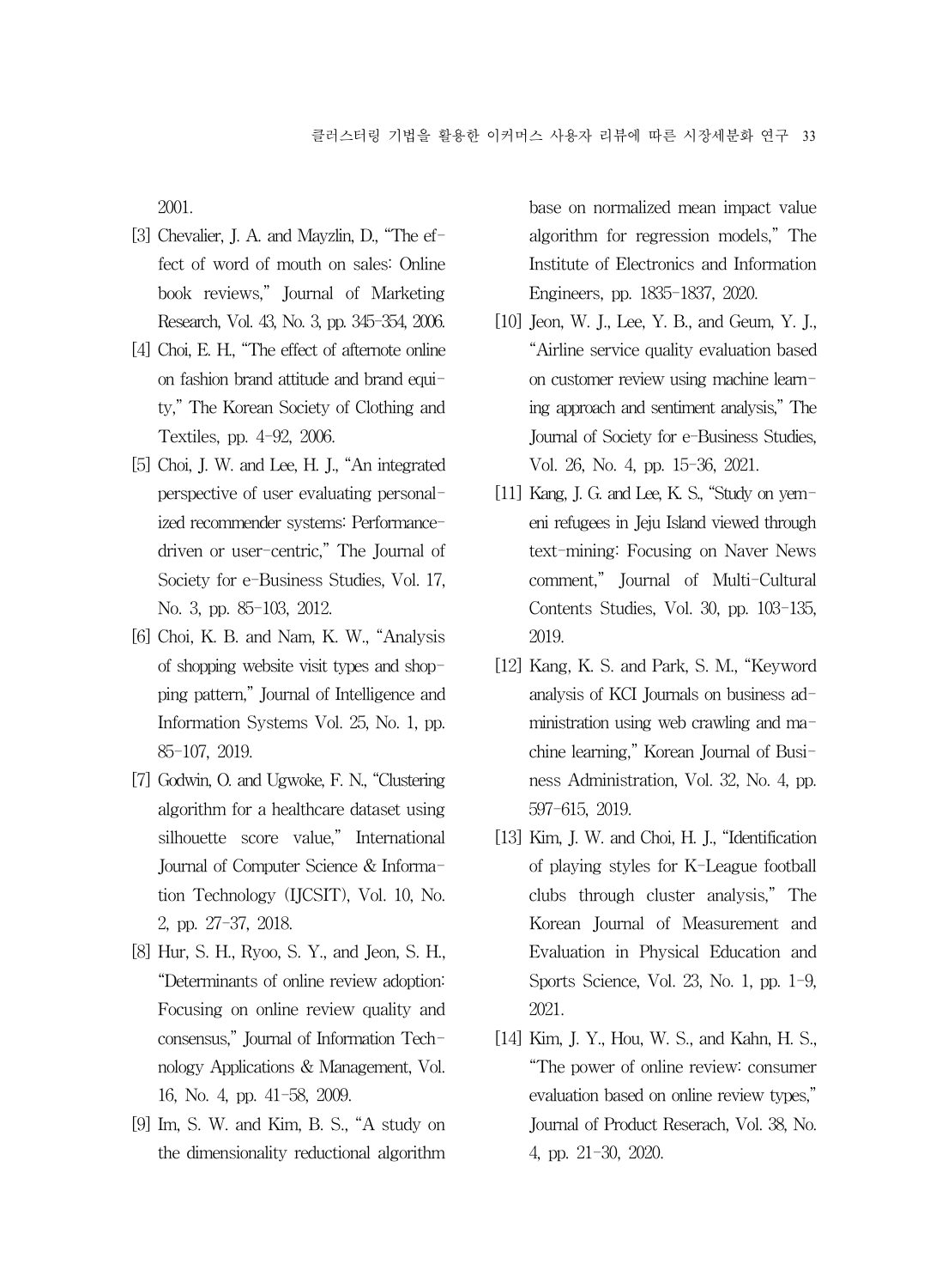2001.

[3] Chevalier, J. A. and Mayzlin, D., "The effect of word of mouth on sales: Online book reviews," Journal of Marketing Research, Vol. 43, No. 3, pp. 345-354, 2006.

[4] Choi, E. H., "The effect of afternote online on fashion brand attitude and brand equity," The Korean Society of Clothing and Textiles, pp. 4-92, 2006.

[5] Choi, J. W. and Lee, H. J., "An integrated perspective of user evaluating personalized recommender systems: Performance-driven or user-centric," The Journal of Society for e-Business Studies, Vol. 17, No. 3, pp. 85-103, 2012.

[6] Choi, K. B. and Nam, K. W., "Analysis of shopping website visit types and shopping pattern," Journal of Intelligence and Information Systems Vol. 25, No. 1, pp. 85-107, 2019.

[7] Godwin, O. and Ugwoke, F. N., "Clustering algorithm for a healthcare dataset using silhouette score value," International Journal of Computer Science & Information Technology (IJCSIT), Vol. 10, No. 2, pp. 27-37, 2018.

[8] Hur, S. H., Ryoo, S. Y., and Jeon, S. H., "Determinants of online review adoption: Focusing on online review quality and consensus," Journal of Information Technology Applications & Management, Vol. 16, No. 4, pp. 41-58, 2009.

[9] Im, S. W. and Kim, B. S., "A study on the dimensionality reductional algorithm base on normalized mean impact value algorithm for regression models," The Institute of Electronics and Information Engineers, pp. 1835-1837, 2020.

[10] Jeon, W. J., Lee, Y. B., and Geum, Y. J., "Airline service quality evaluation based on customer review using machine learning approach and sentiment analysis," The Journal of Society for e-Business Studies, Vol. 26, No. 4, pp. 15-36, 2021.

[11] Kang, J. G. and Lee, K. S., "Study on yemeni refugees in Jeju Island viewed through text-mining: Focusing on Naver News comment," Journal of Multi-Cultural Contents Studies, Vol. 30, pp. 103-135, 2019.

[12] Kang, K. S. and Park, S. M., "Keyword analysis of KCI Journals on business administration using web crawling and machine learning," Korean Journal of Business Administration, Vol. 32, No. 4, pp. 597-615, 2019.

[13] Kim, J. W. and Choi, H. J., "Identification of playing styles for K-League football clubs through cluster analysis," The Korean Journal of Measurement and Evaluation in Physical Education and Sports Science, Vol. 23, No. 1, pp. 1-9, 2021.

[14] Kim, J. Y., Hou, W. S., and Kahn, H. S., "The power of online review: consumer evaluation based on online review types," Journal of Product Reserach, Vol. 38, No. 4, pp. 21-30, 2020.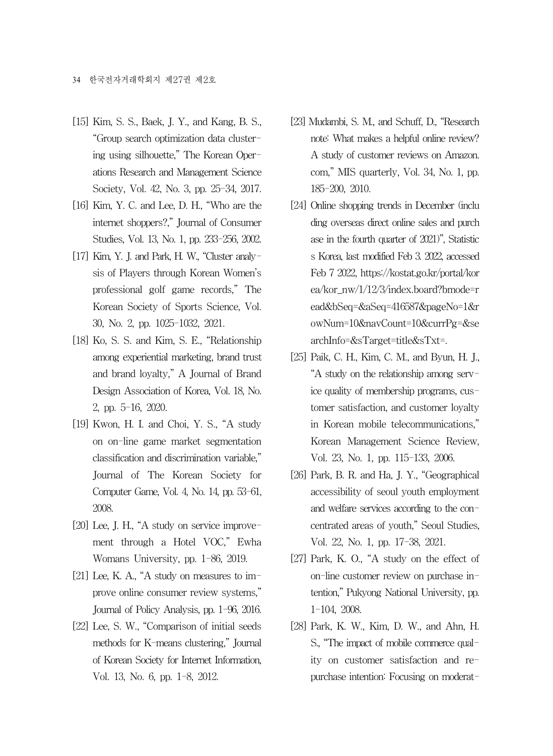[15] Kim, S. S., Baek, J. Y., and Kang, B. S., "Group search optimization data clustering using silhouette," The Korean Operations Research and Management Science Society, Vol. 42, No. 3, pp. 25-34, 2017.

[16] Kim, Y. C. and Lee, D. H., "Who are the internet shoppers?," Journal of Consumer Studies, Vol. 13, No. 1, pp. 233-256, 2002.

[17] Kim, Y. J. and Park, H. W., "Cluster analysis of Players through Korean Women's professional golf game records," The Korean Society of Sports Science, Vol. 30, No. 2, pp. 1025-1032, 2021.

[18] Ko, S. S. and Kim, S. E., "Relationship among experiential marketing, brand trust and brand loyalty," A Journal of Brand Design Association of Korea, Vol. 18, No. 2, pp. 5-16, 2020.

[19] Kwon, H. I. and Choi, Y. S., "A study on on-line game market segmentation classification and discrimination variable," Journal of The Korean Society for Computer Game, Vol. 4, No. 14, pp. 53-61, 2008.

[20] Lee, J. H., "A study on service improvement through a Hotel VOC," Ewha Womans University, pp. 1-86, 2019.

[21] Lee, K. A., "A study on measures to improve online consumer review systems," Journal of Policy Analysis, pp. 1-96, 2016.

[22] Lee, S. W., "Comparison of initial seeds methods for K-means clustering," Journal of Korean Society for Internet Information, Vol. 13, No. 6, pp. 1-8, 2012.

[23] Mudambi, S. M., and Schuff, D., "Research note: What makes a helpful online review? A study of customer reviews on Amazon. com," MIS quarterly, Vol. 34, No. 1, pp. 185-200, 2010.

[24] Online shopping trends in December (including overseas direct online sales and purchase in the fourth quarter of 2021)", Statistics Korea, last modified Feb 3. 2022, accessed Feb 7 2022, https://kostat.go.kr/portal/korea/kor_nw/1/12/3/index.board?bmode=read&bSeq=&aSeq=416587&pageNo=1&rowNum=10&navCount=10&currPg=&searchInfo=&sTarget=title&sTxt=.

[25] Paik, C. H., Kim, C. M., and Byun, H. J., "A study on the relationship among service quality of membership programs, customer satisfaction, and customer loyalty in Korean mobile telecommunications," Korean Management Science Review, Vol. 23, No. 1, pp. 115-133, 2006.

[26] Park, B. R. and Ha, J. Y., "Geographical accessibility of seoul youth employment and welfare services according to the concentrated areas of youth," Seoul Studies, Vol. 22, No. 1, pp. 17-38, 2021.

[27] Park, K. O., "A study on the effect of on-line customer review on purchase intention," Pukyong National University, pp. 1-104, 2008.

[28] Park, K. W., Kim, D. W., and Ahn, H. S., "The impact of mobile commerce quality on customer satisfaction and repurchase intention: Focusing on moderat-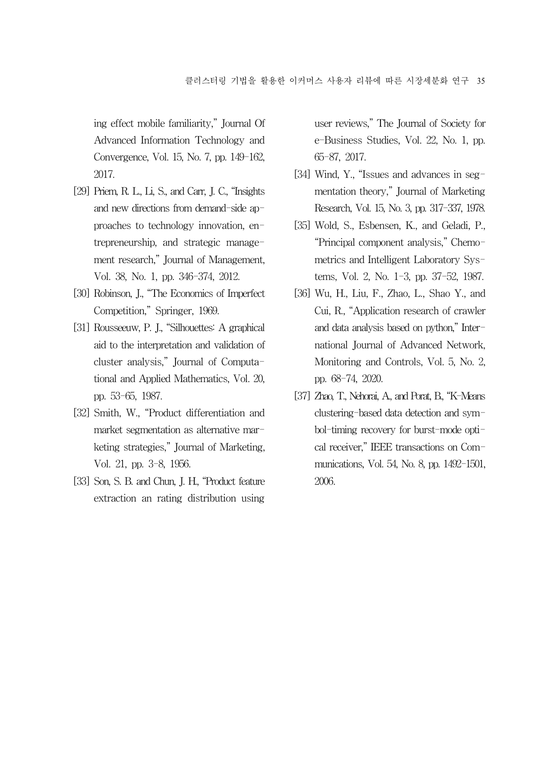ing effect mobile familiarity," Journal Of Advanced Information Technology and Convergence, Vol. 15, No. 7, pp. 149-162, 2017.

[29] Priem, R. L., Li, S., and Carr, J. C., "Insights and new directions from demand-side approaches to technology innovation, entrepreneurship, and strategic management research," Journal of Management, Vol. 38, No. 1, pp. 346-374, 2012.

[30] Robinson, J., "The Economics of Imperfect Competition," Springer, 1969.

[31] Rousseeuw, P. J., "Silhouettes: A graphical aid to the interpretation and validation of cluster analysis," Journal of Computational and Applied Mathematics, Vol. 20, pp. 53-65, 1987.

[32] Smith, W., "Product differentiation and market segmentation as alternative marketing strategies," Journal of Marketing, Vol. 21, pp. 3-8, 1956.

[33] Son, S. B. and Chun, J. H., "Product feature extraction an rating distribution using user reviews," The Journal of Society for e-Business Studies, Vol. 22, No. 1, pp. 65-87, 2017.

[34] Wind, Y., "Issues and advances in segmentation theory," Journal of Marketing Research, Vol. 15, No. 3, pp. 317-337, 1978.

[35] Wold, S., Esbensen, K., and Geladi, P., "Principal component analysis," Chemometrics and Intelligent Laboratory Systems, Vol. 2, No. 1-3, pp. 37-52, 1987.

[36] Wu, H., Liu, F., Zhao, L., Shao Y., and Cui, R., "Application research of crawler and data analysis based on python," International Journal of Advanced Network, Monitoring and Controls, Vol. 5, No. 2, pp. 68-74, 2020.

[37] Zhao, T., Nehorai, A., and Porat, B., "K-Means clustering-based data detection and symbol-timing recovery for burst-mode optical receiver," IEEE transactions on Communications, Vol. 54, No. 8, pp. 1492-1501, 2006.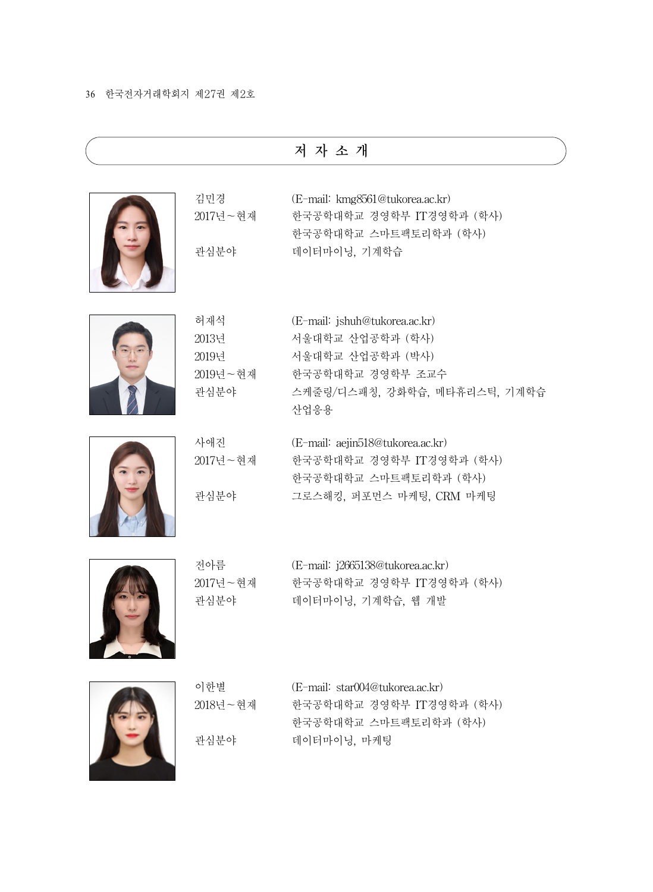## 저 자 소 개

김민경 (E-mail: kmg8561@tukorea.ac.kr)

2017년~현재 한국공학대학교 경영학부 IT경영학과 (학사)
한국공학대학교 스마트팩토리학과 (학사)

관심분야 데이터마이닝, 기계학습

허재석 (E-mail: jshuh@tukorea.ac.kr)

2013년 서울대학교 산업공학과 (학사)

2019년 서울대학교 산업공학과 (박사)

2019년~현재 한국공학대학교 경영학부 조교수

관심분야 스케줄링/디스패칭, 강화학습, 메타휴리스틱, 기계학습 산업응용

사애진 (E-mail: aejin518@tukorea.ac.kr)

2017년~현재 한국공학대학교 경영학부 IT경영학과 (학사)
한국공학대학교 스마트팩토리학과 (학사)

관심분야 그로스해킹, 퍼포먼스 마케팅, CRM 마케팅

전아름 (E-mail: j2665138@tukorea.ac.kr)

2017년~현재 한국공학대학교 경영학부 IT경영학과 (학사)

관심분야 데이터마이닝, 기계학습, 웹 개발

이한별 (E-mail: star004@tukorea.ac.kr)

2018년~현재 한국공학대학교 경영학부 IT경영학과 (학사)
한국공학대학교 스마트팩토리학과 (학사)

관심분야 데이터마이닝, 마케팅